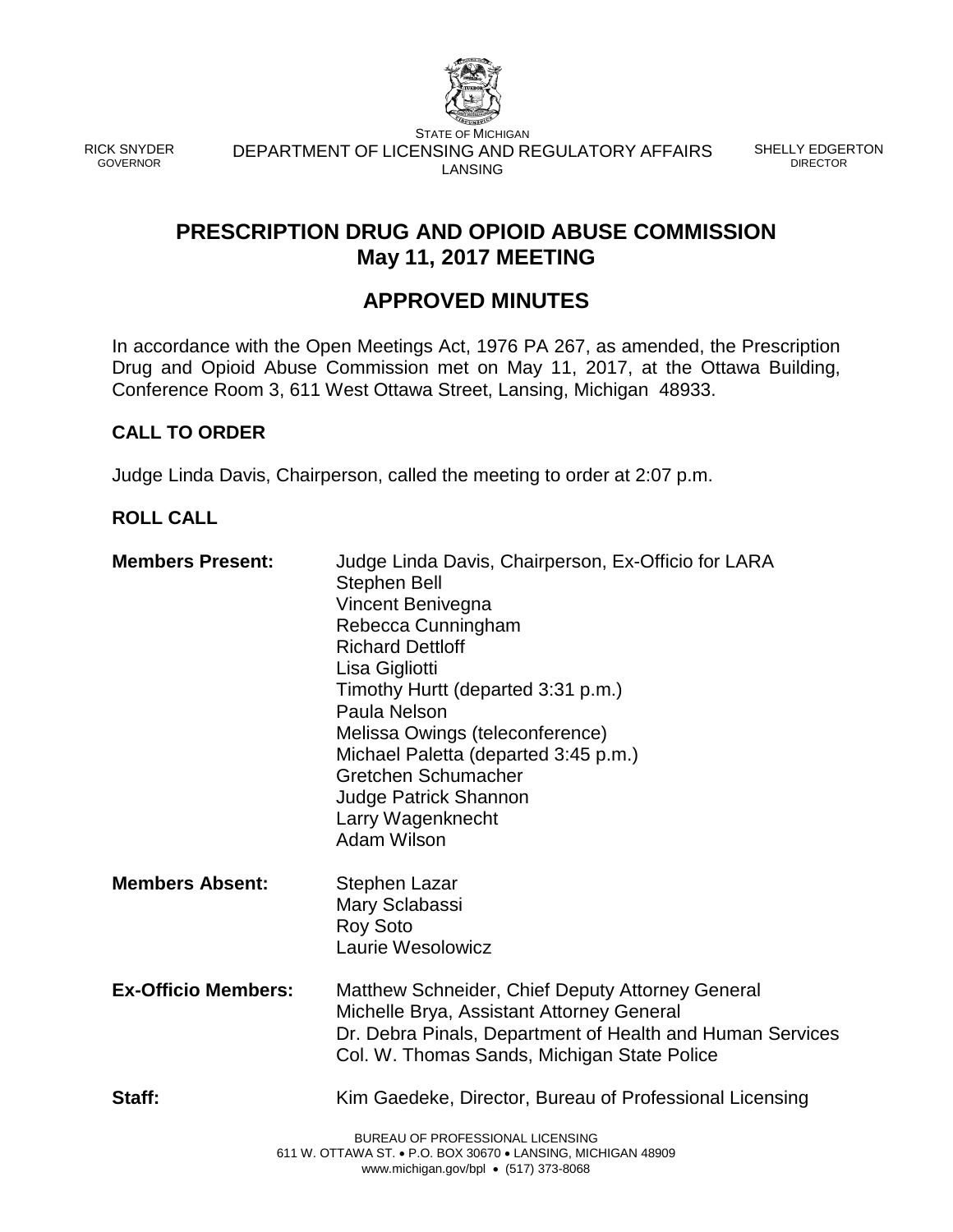STATE OF MICHIGAN

RICK SNYDER
GOVERNOR

DEPARTMENT OF LICENSING AND REGULATORY AFFAIRS
LANSING

SHELLY EDGERTON
DIRECTOR

# PRESCRIPTION DRUG AND OPIOID ABUSE COMMISSION
# May 11, 2017 MEETING

## APPROVED MINUTES

In accordance with the Open Meetings Act, 1976 PA 267, as amended, the Prescription Drug and Opioid Abuse Commission met on May 11, 2017, at the Ottawa Building, Conference Room 3, 611 West Ottawa Street, Lansing, Michigan 48933.

### CALL TO ORDER

Judge Linda Davis, Chairperson, called the meeting to order at 2:07 p.m.

### ROLL CALL

**Members Present:**
Judge Linda Davis, Chairperson, Ex-Officio for LARA
Stephen Bell
Vincent Benivegna
Rebecca Cunningham
Richard Dettloff
Lisa Gigliotti
Timothy Hurtt (departed 3:31 p.m.)
Paula Nelson
Melissa Owings (teleconference)
Michael Paletta (departed 3:45 p.m.)
Gretchen Schumacher
Judge Patrick Shannon
Larry Wagenknecht
Adam Wilson

**Members Absent:**
Stephen Lazar
Mary Sclabassi
Roy Soto
Laurie Wesolowicz

**Ex-Officio Members:**
Matthew Schneider, Chief Deputy Attorney General
Michelle Brya, Assistant Attorney General
Dr. Debra Pinals, Department of Health and Human Services
Col. W. Thomas Sands, Michigan State Police

**Staff:**
Kim Gaedeke, Director, Bureau of Professional Licensing

BUREAU OF PROFESSIONAL LICENSING
611 W. OTTAWA ST. • P.O. BOX 30670 • LANSING, MICHIGAN 48909
www.michigan.gov/bpl • (517) 373-8068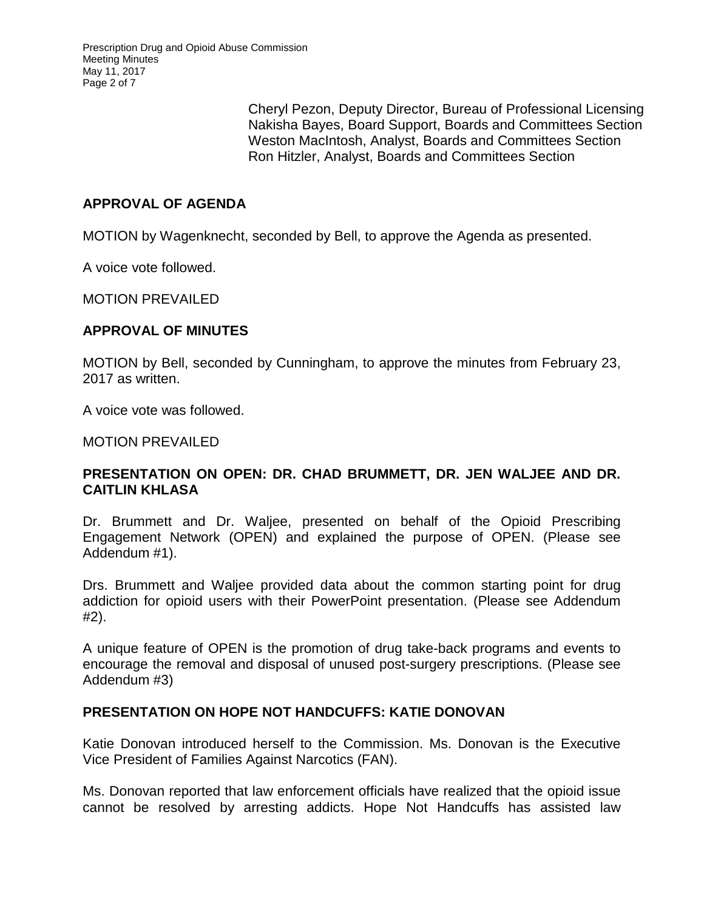Cheryl Pezon, Deputy Director, Bureau of Professional Licensing
Nakisha Bayes, Board Support, Boards and Committees Section
Weston MacIntosh, Analyst, Boards and Committees Section
Ron Hitzler, Analyst, Boards and Committees Section

## APPROVAL OF AGENDA

MOTION by Wagenknecht, seconded by Bell, to approve the Agenda as presented.

A voice vote followed.

MOTION PREVAILED

## APPROVAL OF MINUTES

MOTION by Bell, seconded by Cunningham, to approve the minutes from February 23, 2017 as written.

A voice vote was followed.

MOTION PREVAILED

## PRESENTATION ON OPEN: DR. CHAD BRUMMETT, DR. JEN WALJEE AND DR. CAITLIN KHLASA

Dr. Brummett and Dr. Waljee, presented on behalf of the Opioid Prescribing Engagement Network (OPEN) and explained the purpose of OPEN. (Please see Addendum #1).

Drs. Brummett and Waljee provided data about the common starting point for drug addiction for opioid users with their PowerPoint presentation. (Please see Addendum #2).

A unique feature of OPEN is the promotion of drug take-back programs and events to encourage the removal and disposal of unused post-surgery prescriptions. (Please see Addendum #3)

## PRESENTATION ON HOPE NOT HANDCUFFS: KATIE DONOVAN

Katie Donovan introduced herself to the Commission. Ms. Donovan is the Executive Vice President of Families Against Narcotics (FAN).

Ms. Donovan reported that law enforcement officials have realized that the opioid issue cannot be resolved by arresting addicts. Hope Not Handcuffs has assisted law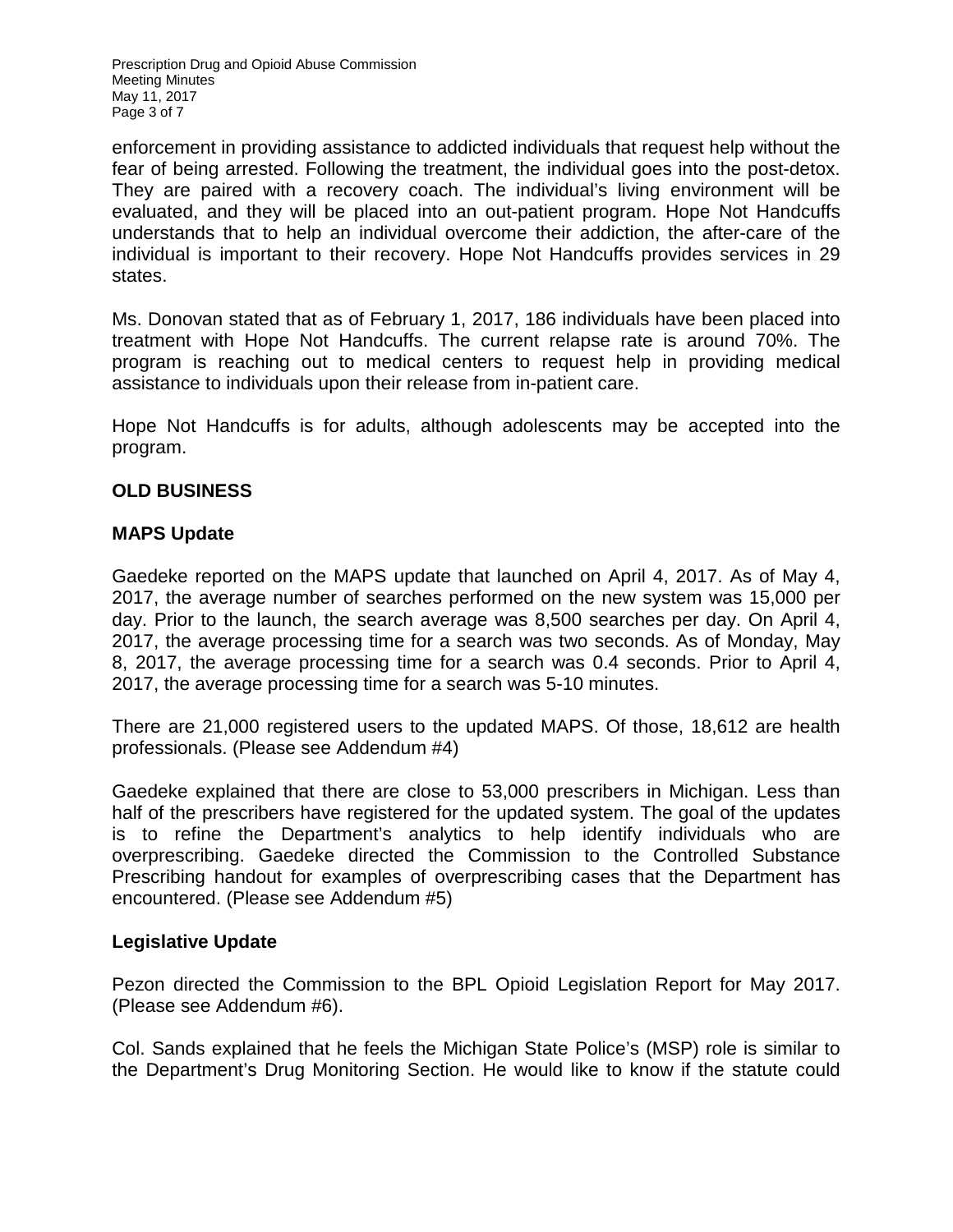enforcement in providing assistance to addicted individuals that request help without the fear of being arrested. Following the treatment, the individual goes into the post-detox. They are paired with a recovery coach. The individual's living environment will be evaluated, and they will be placed into an out-patient program. Hope Not Handcuffs understands that to help an individual overcome their addiction, the after-care of the individual is important to their recovery. Hope Not Handcuffs provides services in 29 states.

Ms. Donovan stated that as of February 1, 2017, 186 individuals have been placed into treatment with Hope Not Handcuffs. The current relapse rate is around 70%. The program is reaching out to medical centers to request help in providing medical assistance to individuals upon their release from in-patient care.

Hope Not Handcuffs is for adults, although adolescents may be accepted into the program.

## OLD BUSINESS

### MAPS Update

Gaedeke reported on the MAPS update that launched on April 4, 2017. As of May 4, 2017, the average number of searches performed on the new system was 15,000 per day. Prior to the launch, the search average was 8,500 searches per day. On April 4, 2017, the average processing time for a search was two seconds. As of Monday, May 8, 2017, the average processing time for a search was 0.4 seconds. Prior to April 4, 2017, the average processing time for a search was 5-10 minutes.

There are 21,000 registered users to the updated MAPS. Of those, 18,612 are health professionals. (Please see Addendum #4)

Gaedeke explained that there are close to 53,000 prescribers in Michigan. Less than half of the prescribers have registered for the updated system. The goal of the updates is to refine the Department's analytics to help identify individuals who are overprescribing. Gaedeke directed the Commission to the Controlled Substance Prescribing handout for examples of overprescribing cases that the Department has encountered. (Please see Addendum #5)

### Legislative Update

Pezon directed the Commission to the BPL Opioid Legislation Report for May 2017. (Please see Addendum #6).

Col. Sands explained that he feels the Michigan State Police's (MSP) role is similar to the Department's Drug Monitoring Section. He would like to know if the statute could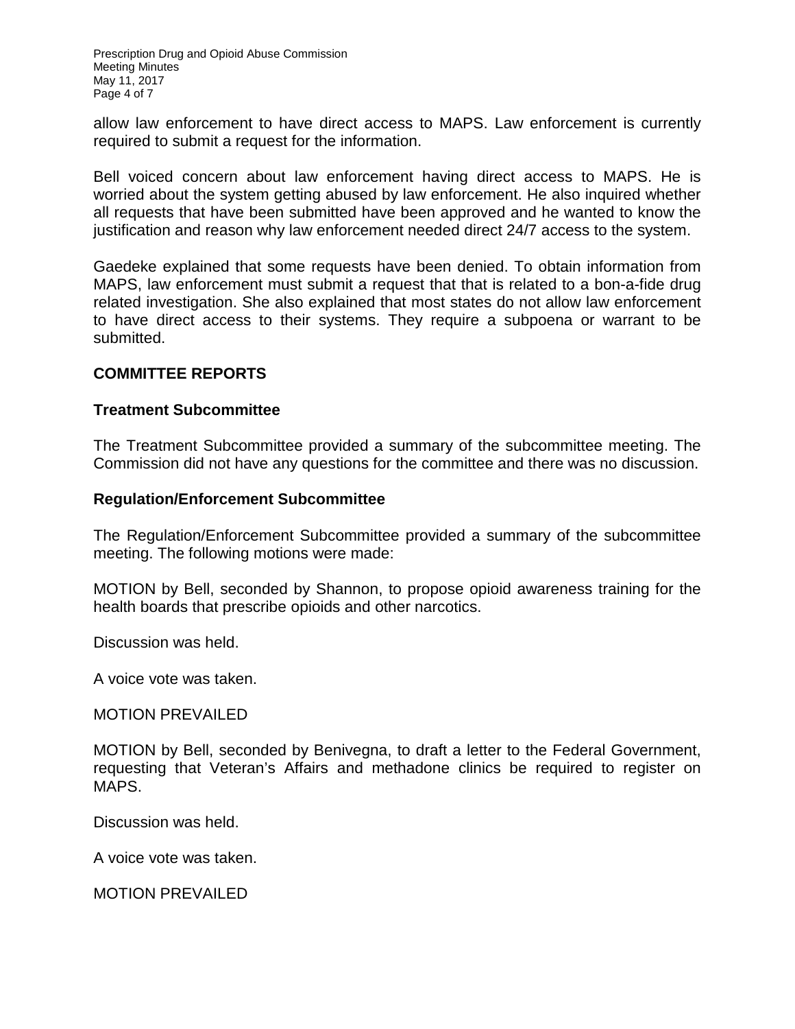allow law enforcement to have direct access to MAPS. Law enforcement is currently required to submit a request for the information.

Bell voiced concern about law enforcement having direct access to MAPS. He is worried about the system getting abused by law enforcement. He also inquired whether all requests that have been submitted have been approved and he wanted to know the justification and reason why law enforcement needed direct 24/7 access to the system.

Gaedeke explained that some requests have been denied. To obtain information from MAPS, law enforcement must submit a request that that is related to a bon-a-fide drug related investigation. She also explained that most states do not allow law enforcement to have direct access to their systems. They require a subpoena or warrant to be submitted.

## COMMITTEE REPORTS

### Treatment Subcommittee

The Treatment Subcommittee provided a summary of the subcommittee meeting. The Commission did not have any questions for the committee and there was no discussion.

### Regulation/Enforcement Subcommittee

The Regulation/Enforcement Subcommittee provided a summary of the subcommittee meeting. The following motions were made:

MOTION by Bell, seconded by Shannon, to propose opioid awareness training for the health boards that prescribe opioids and other narcotics.

Discussion was held.

A voice vote was taken.

MOTION PREVAILED

MOTION by Bell, seconded by Benivegna, to draft a letter to the Federal Government, requesting that Veteran's Affairs and methadone clinics be required to register on MAPS.

Discussion was held.

A voice vote was taken.

MOTION PREVAILED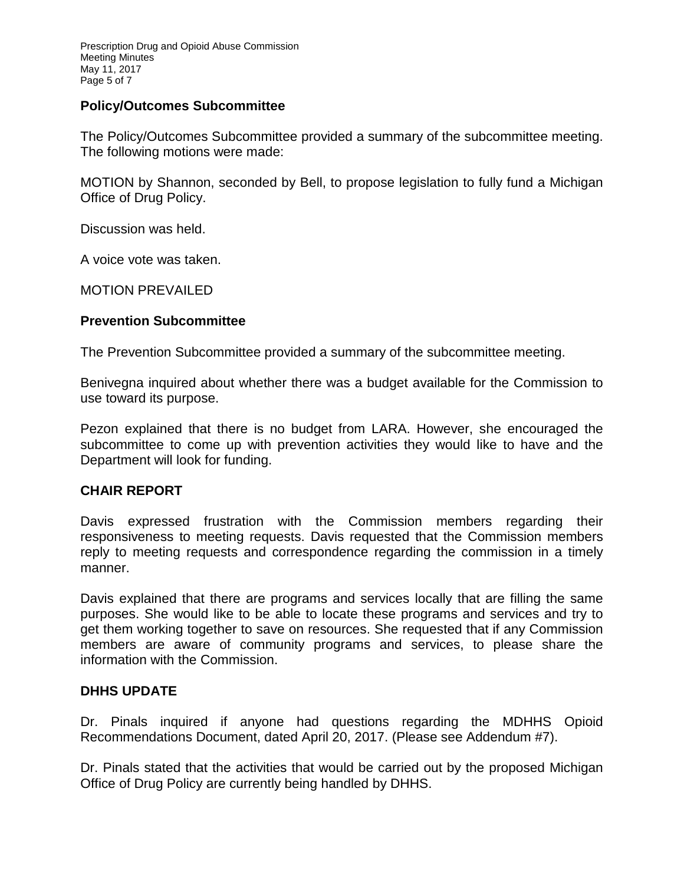## Policy/Outcomes Subcommittee

The Policy/Outcomes Subcommittee provided a summary of the subcommittee meeting. The following motions were made:

MOTION by Shannon, seconded by Bell, to propose legislation to fully fund a Michigan Office of Drug Policy.

Discussion was held.

A voice vote was taken.

MOTION PREVAILED

## Prevention Subcommittee

The Prevention Subcommittee provided a summary of the subcommittee meeting.

Benivegna inquired about whether there was a budget available for the Commission to use toward its purpose.

Pezon explained that there is no budget from LARA. However, she encouraged the subcommittee to come up with prevention activities they would like to have and the Department will look for funding.

## CHAIR REPORT

Davis expressed frustration with the Commission members regarding their responsiveness to meeting requests. Davis requested that the Commission members reply to meeting requests and correspondence regarding the commission in a timely manner.

Davis explained that there are programs and services locally that are filling the same purposes. She would like to be able to locate these programs and services and try to get them working together to save on resources. She requested that if any Commission members are aware of community programs and services, to please share the information with the Commission.

## DHHS UPDATE

Dr. Pinals inquired if anyone had questions regarding the MDHHS Opioid Recommendations Document, dated April 20, 2017. (Please see Addendum #7).

Dr. Pinals stated that the activities that would be carried out by the proposed Michigan Office of Drug Policy are currently being handled by DHHS.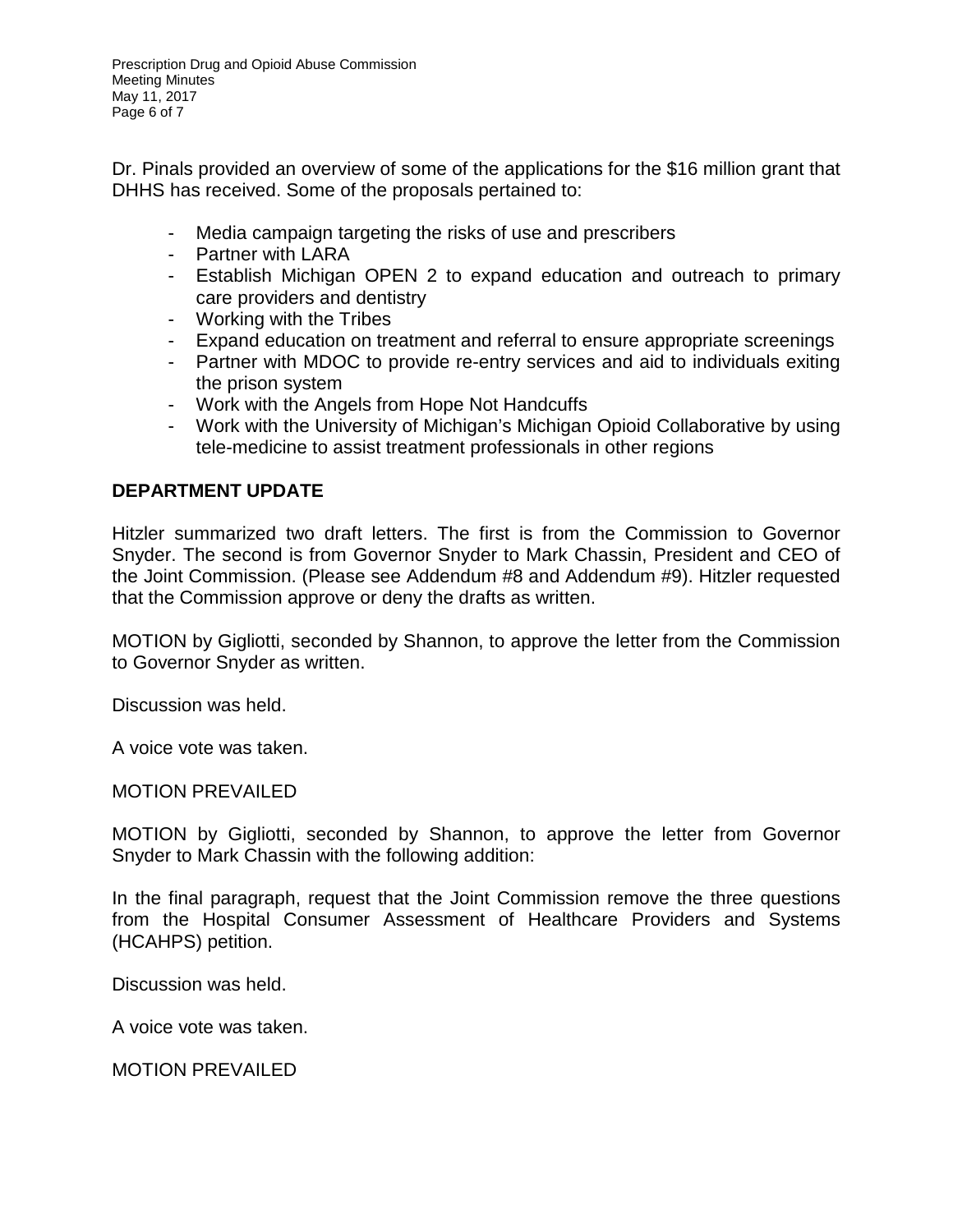Dr. Pinals provided an overview of some of the applications for the $16 million grant that DHHS has received. Some of the proposals pertained to:

- Media campaign targeting the risks of use and prescribers
- Partner with LARA
- Establish Michigan OPEN 2 to expand education and outreach to primary care providers and dentistry
- Working with the Tribes
- Expand education on treatment and referral to ensure appropriate screenings
- Partner with MDOC to provide re-entry services and aid to individuals exiting the prison system
- Work with the Angels from Hope Not Handcuffs
- Work with the University of Michigan's Michigan Opioid Collaborative by using tele-medicine to assist treatment professionals in other regions

**DEPARTMENT UPDATE**

Hitzler summarized two draft letters. The first is from the Commission to Governor Snyder. The second is from Governor Snyder to Mark Chassin, President and CEO of the Joint Commission. (Please see Addendum #8 and Addendum #9). Hitzler requested that the Commission approve or deny the drafts as written.

MOTION by Gigliotti, seconded by Shannon, to approve the letter from the Commission to Governor Snyder as written.

Discussion was held.

A voice vote was taken.

MOTION PREVAILED

MOTION by Gigliotti, seconded by Shannon, to approve the letter from Governor Snyder to Mark Chassin with the following addition:

In the final paragraph, request that the Joint Commission remove the three questions from the Hospital Consumer Assessment of Healthcare Providers and Systems (HCAHPS) petition.

Discussion was held.

A voice vote was taken.

MOTION PREVAILED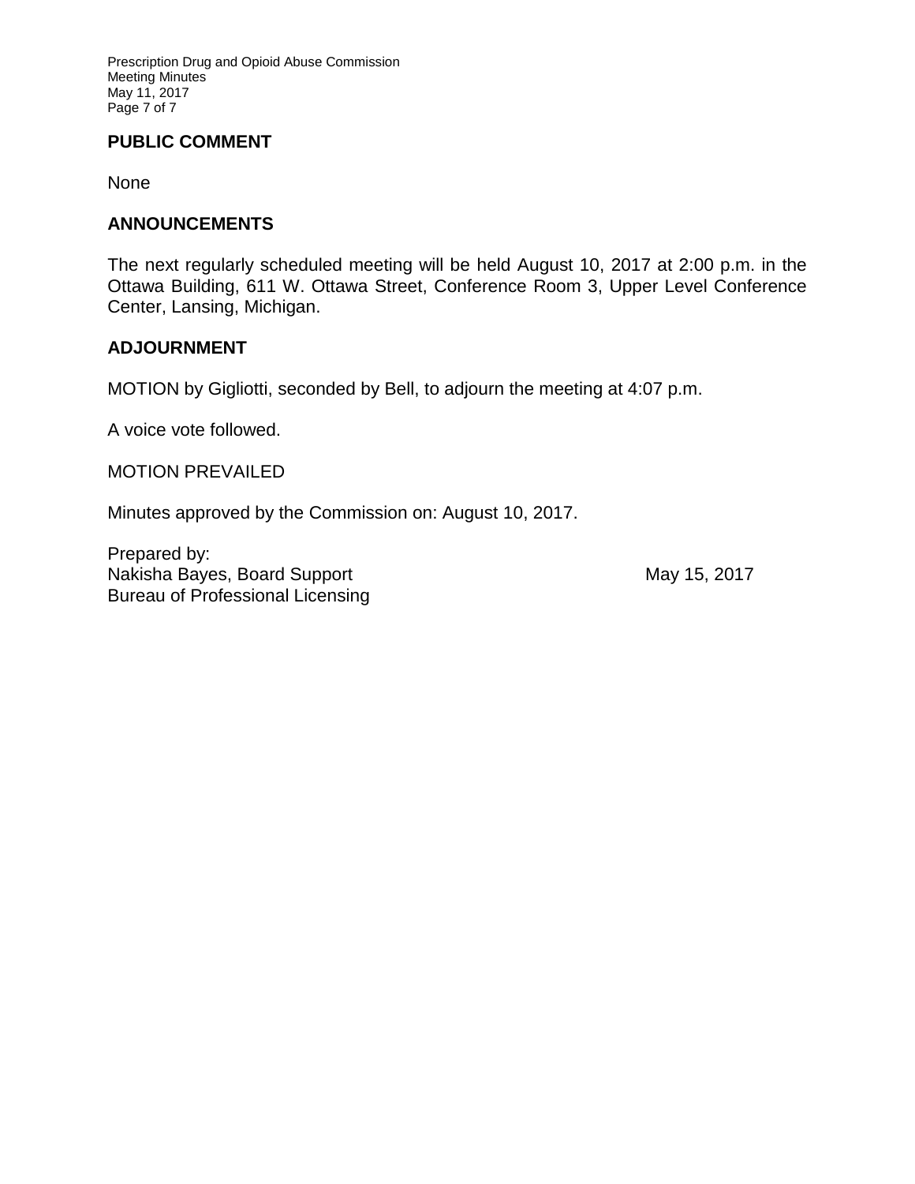## PUBLIC COMMENT

None

## ANNOUNCEMENTS

The next regularly scheduled meeting will be held August 10, 2017 at 2:00 p.m. in the Ottawa Building, 611 W. Ottawa Street, Conference Room 3, Upper Level Conference Center, Lansing, Michigan.

## ADJOURNMENT

MOTION by Gigliotti, seconded by Bell, to adjourn the meeting at 4:07 p.m.

A voice vote followed.

MOTION PREVAILED

Minutes approved by the Commission on: August 10, 2017.

Prepared by:
Nakisha Bayes, Board Support May 15, 2017
Bureau of Professional Licensing